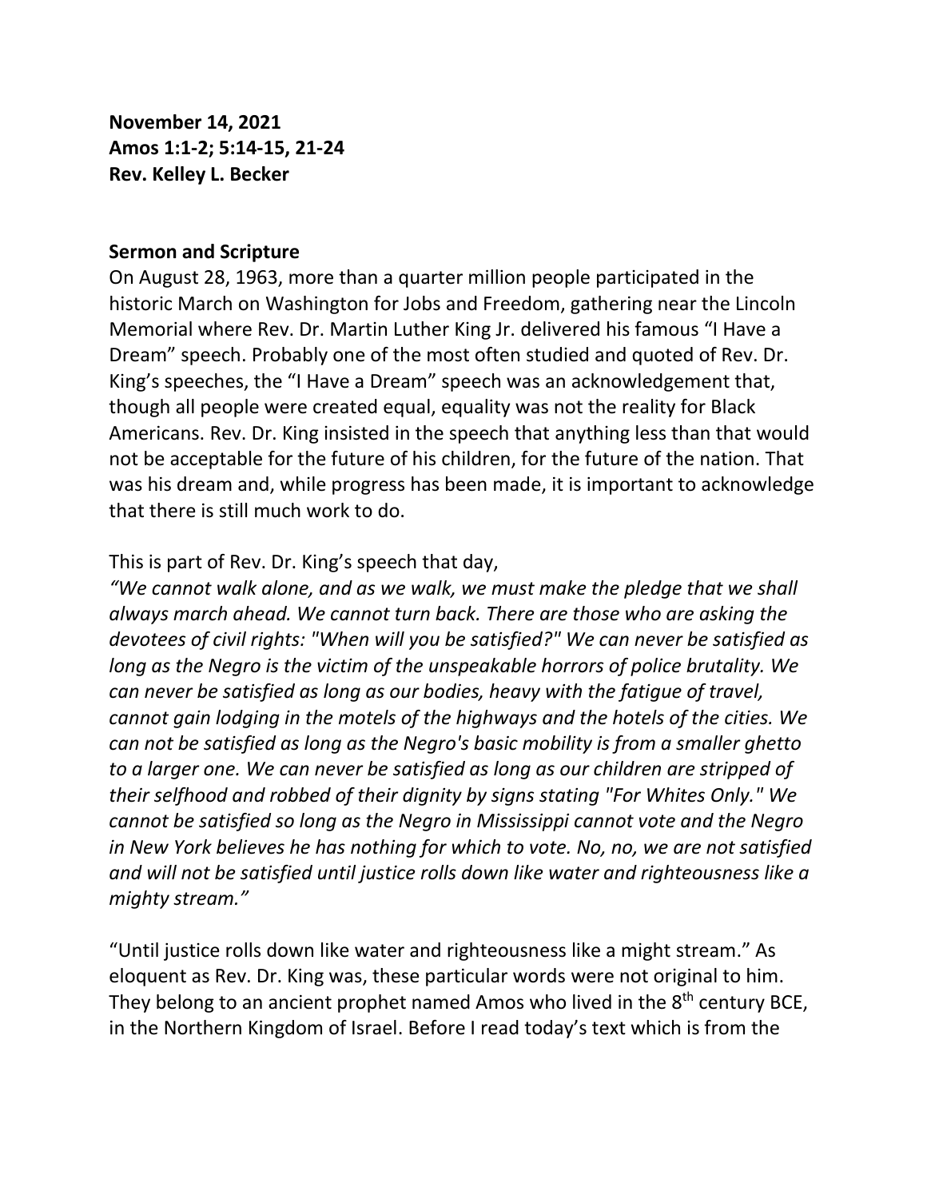**November 14, 2021**
**Amos 1:1-2; 5:14-15, 21-24**
**Rev. Kelley L. Becker**

**Sermon and Scripture**

On August 28, 1963, more than a quarter million people participated in the historic March on Washington for Jobs and Freedom, gathering near the Lincoln Memorial where Rev. Dr. Martin Luther King Jr. delivered his famous "I Have a Dream" speech. Probably one of the most often studied and quoted of Rev. Dr. King's speeches, the "I Have a Dream" speech was an acknowledgement that, though all people were created equal, equality was not the reality for Black Americans. Rev. Dr. King insisted in the speech that anything less than that would not be acceptable for the future of his children, for the future of the nation. That was his dream and, while progress has been made, it is important to acknowledge that there is still much work to do.

This is part of Rev. Dr. King's speech that day,

*"We cannot walk alone, and as we walk, we must make the pledge that we shall always march ahead. We cannot turn back. There are those who are asking the devotees of civil rights: "When will you be satisfied?" We can never be satisfied as long as the Negro is the victim of the unspeakable horrors of police brutality. We can never be satisfied as long as our bodies, heavy with the fatigue of travel, cannot gain lodging in the motels of the highways and the hotels of the cities. We can not be satisfied as long as the Negro's basic mobility is from a smaller ghetto to a larger one. We can never be satisfied as long as our children are stripped of their selfhood and robbed of their dignity by signs stating "For Whites Only." We cannot be satisfied so long as the Negro in Mississippi cannot vote and the Negro in New York believes he has nothing for which to vote. No, no, we are not satisfied and will not be satisfied until justice rolls down like water and righteousness like a mighty stream."*

"Until justice rolls down like water and righteousness like a might stream." As eloquent as Rev. Dr. King was, these particular words were not original to him. They belong to an ancient prophet named Amos who lived in the 8th century BCE, in the Northern Kingdom of Israel. Before I read today's text which is from the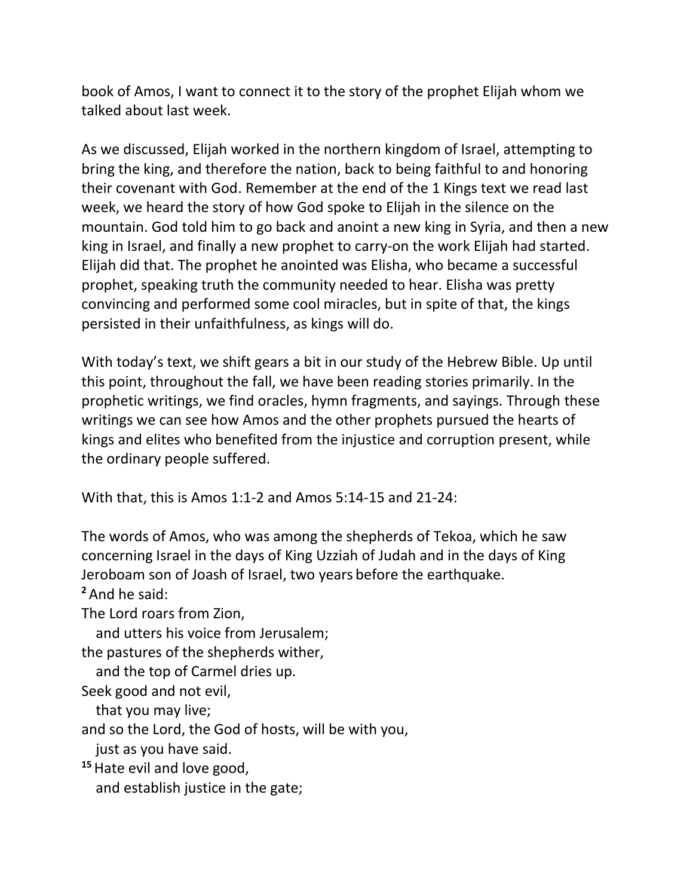book of Amos, I want to connect it to the story of the prophet Elijah whom we talked about last week.

As we discussed, Elijah worked in the northern kingdom of Israel, attempting to bring the king, and therefore the nation, back to being faithful to and honoring their covenant with God. Remember at the end of the 1 Kings text we read last week, we heard the story of how God spoke to Elijah in the silence on the mountain. God told him to go back and anoint a new king in Syria, and then a new king in Israel, and finally a new prophet to carry-on the work Elijah had started. Elijah did that. The prophet he anointed was Elisha, who became a successful prophet, speaking truth the community needed to hear. Elisha was pretty convincing and performed some cool miracles, but in spite of that, the kings persisted in their unfaithfulness, as kings will do.

With today's text, we shift gears a bit in our study of the Hebrew Bible. Up until this point, throughout the fall, we have been reading stories primarily. In the prophetic writings, we find oracles, hymn fragments, and sayings. Through these writings we can see how Amos and the other prophets pursued the hearts of kings and elites who benefited from the injustice and corruption present, while the ordinary people suffered.

With that, this is Amos 1:1-2 and Amos 5:14-15 and 21-24:

The words of Amos, who was among the shepherds of Tekoa, which he saw concerning Israel in the days of King Uzziah of Judah and in the days of King Jeroboam son of Joash of Israel, two years before the earthquake.
[2] And he said:
The Lord roars from Zion,
   and utters his voice from Jerusalem;
the pastures of the shepherds wither,
   and the top of Carmel dries up.
Seek good and not evil,
   that you may live;
and so the Lord, the God of hosts, will be with you,
   just as you have said.
[15] Hate evil and love good,
   and establish justice in the gate;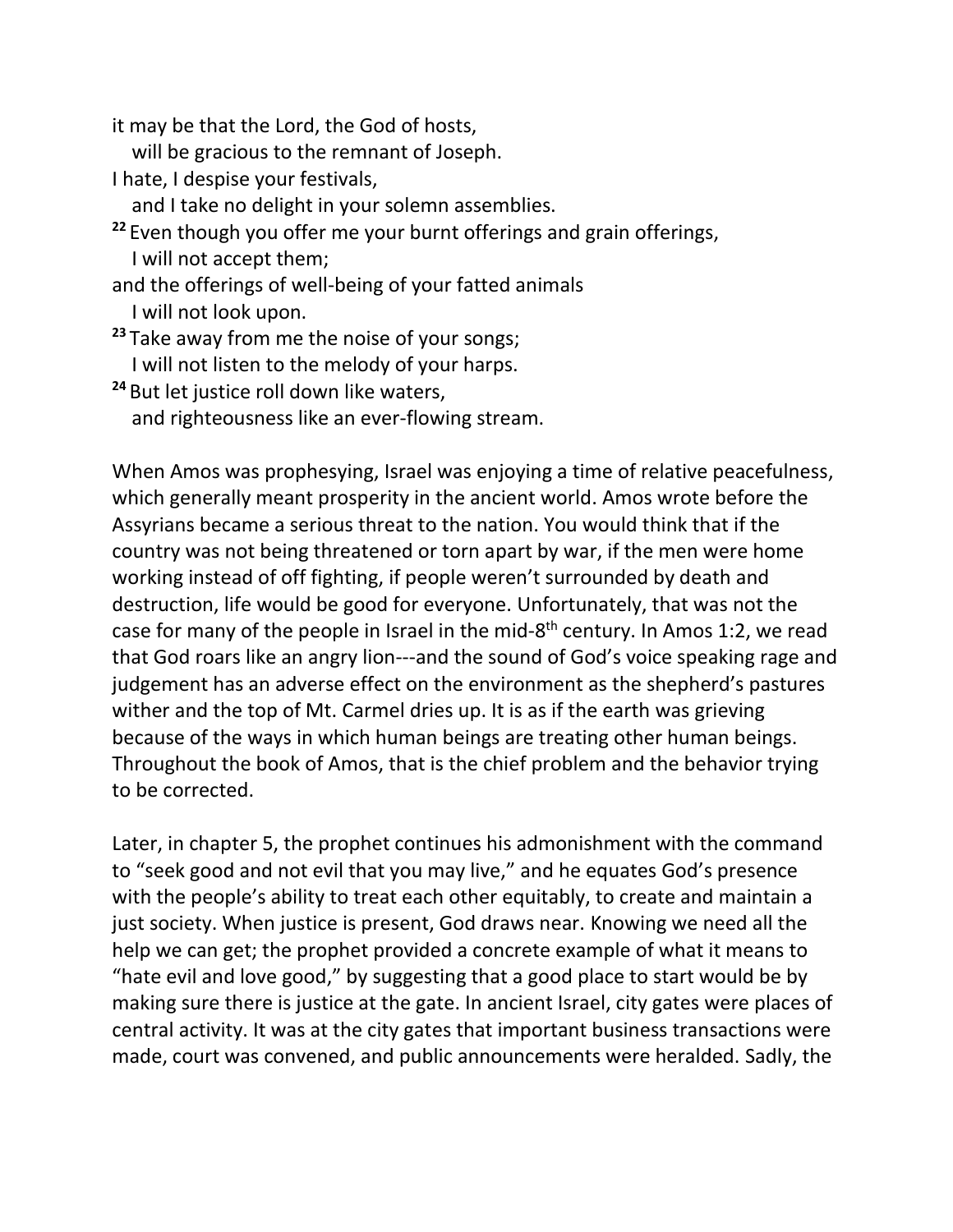it may be that the Lord, the God of hosts,
   will be gracious to the remnant of Joseph.
I hate, I despise your festivals,
   and I take no delight in your solemn assemblies.
[22] Even though you offer me your burnt offerings and grain offerings,
   I will not accept them;
and the offerings of well-being of your fatted animals
   I will not look upon.
[23] Take away from me the noise of your songs;
   I will not listen to the melody of your harps.
[24] But let justice roll down like waters,
   and righteousness like an ever-flowing stream.

When Amos was prophesying, Israel was enjoying a time of relative peacefulness, which generally meant prosperity in the ancient world. Amos wrote before the Assyrians became a serious threat to the nation. You would think that if the country was not being threatened or torn apart by war, if the men were home working instead of off fighting, if people weren't surrounded by death and destruction, life would be good for everyone. Unfortunately, that was not the case for many of the people in Israel in the mid-8th century. In Amos 1:2, we read that God roars like an angry lion---and the sound of God's voice speaking rage and judgement has an adverse effect on the environment as the shepherd's pastures wither and the top of Mt. Carmel dries up. It is as if the earth was grieving because of the ways in which human beings are treating other human beings. Throughout the book of Amos, that is the chief problem and the behavior trying to be corrected.

Later, in chapter 5, the prophet continues his admonishment with the command to "seek good and not evil that you may live," and he equates God's presence with the people's ability to treat each other equitably, to create and maintain a just society. When justice is present, God draws near. Knowing we need all the help we can get; the prophet provided a concrete example of what it means to "hate evil and love good," by suggesting that a good place to start would be by making sure there is justice at the gate. In ancient Israel, city gates were places of central activity. It was at the city gates that important business transactions were made, court was convened, and public announcements were heralded. Sadly, the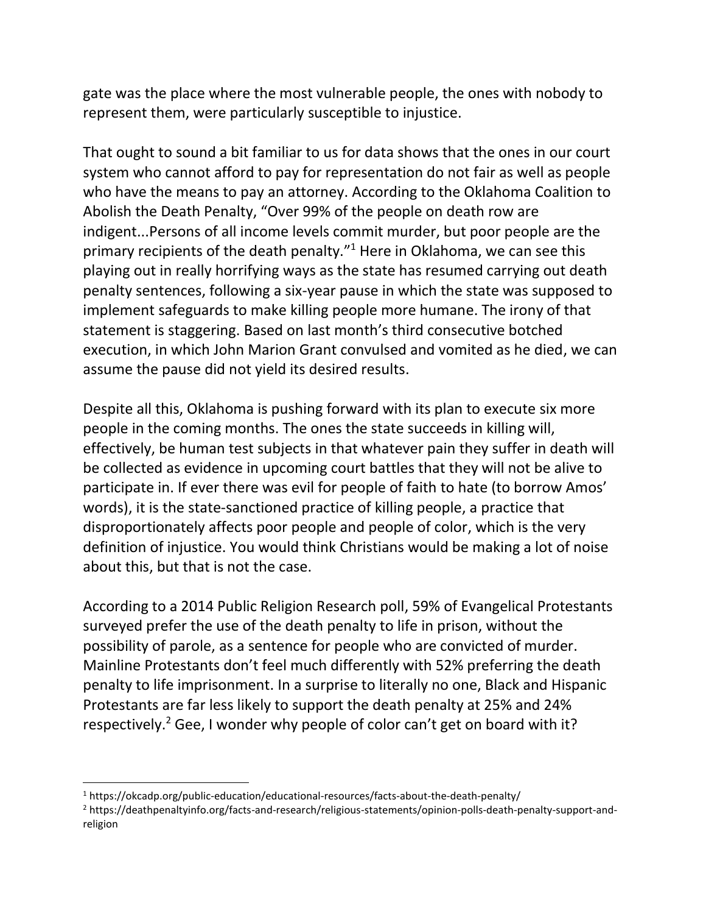gate was the place where the most vulnerable people, the ones with nobody to represent them, were particularly susceptible to injustice.

That ought to sound a bit familiar to us for data shows that the ones in our court system who cannot afford to pay for representation do not fair as well as people who have the means to pay an attorney. According to the Oklahoma Coalition to Abolish the Death Penalty, "Over 99% of the people on death row are indigent...Persons of all income levels commit murder, but poor people are the primary recipients of the death penalty."[1] Here in Oklahoma, we can see this playing out in really horrifying ways as the state has resumed carrying out death penalty sentences, following a six-year pause in which the state was supposed to implement safeguards to make killing people more humane. The irony of that statement is staggering. Based on last month's third consecutive botched execution, in which John Marion Grant convulsed and vomited as he died, we can assume the pause did not yield its desired results.

Despite all this, Oklahoma is pushing forward with its plan to execute six more people in the coming months. The ones the state succeeds in killing will, effectively, be human test subjects in that whatever pain they suffer in death will be collected as evidence in upcoming court battles that they will not be alive to participate in. If ever there was evil for people of faith to hate (to borrow Amos' words), it is the state-sanctioned practice of killing people, a practice that disproportionately affects poor people and people of color, which is the very definition of injustice. You would think Christians would be making a lot of noise about this, but that is not the case.

According to a 2014 Public Religion Research poll, 59% of Evangelical Protestants surveyed prefer the use of the death penalty to life in prison, without the possibility of parole, as a sentence for people who are convicted of murder. Mainline Protestants don't feel much differently with 52% preferring the death penalty to life imprisonment. In a surprise to literally no one, Black and Hispanic Protestants are far less likely to support the death penalty at 25% and 24% respectively.[2] Gee, I wonder why people of color can't get on board with it?

---

[1] https://okcadp.org/public-education/educational-resources/facts-about-the-death-penalty/

[2] https://deathpenaltyinfo.org/facts-and-research/religious-statements/opinion-polls-death-penalty-support-and-religion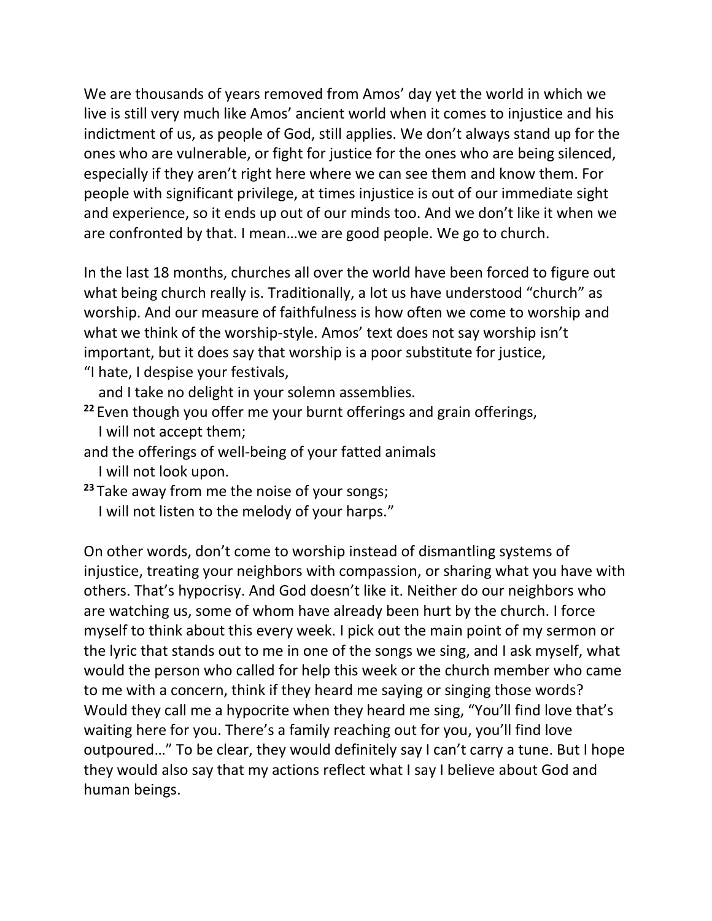We are thousands of years removed from Amos' day yet the world in which we live is still very much like Amos' ancient world when it comes to injustice and his indictment of us, as people of God, still applies. We don't always stand up for the ones who are vulnerable, or fight for justice for the ones who are being silenced, especially if they aren't right here where we can see them and know them. For people with significant privilege, at times injustice is out of our immediate sight and experience, so it ends up out of our minds too. And we don't like it when we are confronted by that. I mean…we are good people. We go to church.

In the last 18 months, churches all over the world have been forced to figure out what being church really is. Traditionally, a lot us have understood "church" as worship. And our measure of faithfulness is how often we come to worship and what we think of the worship-style. Amos' text does not say worship isn't important, but it does say that worship is a poor substitute for justice,
"I hate, I despise your festivals,
   and I take no delight in your solemn assemblies.
[22] Even though you offer me your burnt offerings and grain offerings,
   I will not accept them;
and the offerings of well-being of your fatted animals
   I will not look upon.
[23] Take away from me the noise of your songs;
   I will not listen to the melody of your harps."

On other words, don't come to worship instead of dismantling systems of injustice, treating your neighbors with compassion, or sharing what you have with others. That's hypocrisy. And God doesn't like it. Neither do our neighbors who are watching us, some of whom have already been hurt by the church. I force myself to think about this every week. I pick out the main point of my sermon or the lyric that stands out to me in one of the songs we sing, and I ask myself, what would the person who called for help this week or the church member who came to me with a concern, think if they heard me saying or singing those words? Would they call me a hypocrite when they heard me sing, "You'll find love that's waiting here for you. There's a family reaching out for you, you'll find love outpoured…" To be clear, they would definitely say I can't carry a tune. But I hope they would also say that my actions reflect what I say I believe about God and human beings.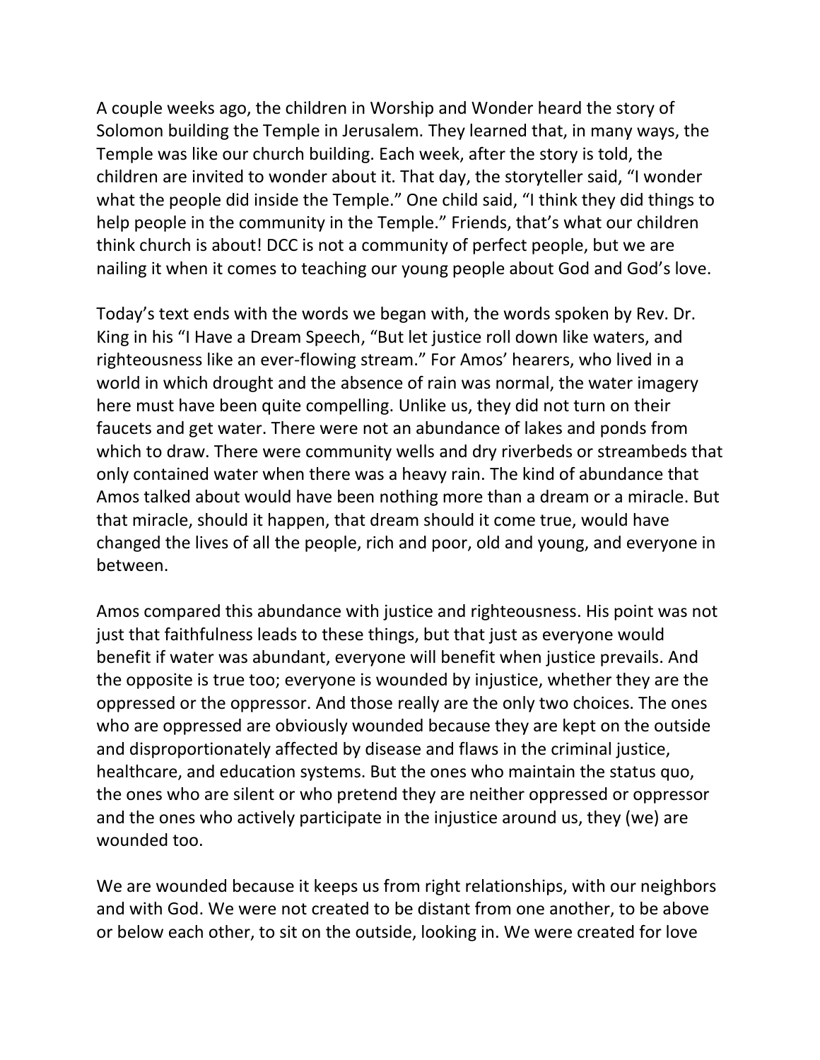A couple weeks ago, the children in Worship and Wonder heard the story of Solomon building the Temple in Jerusalem. They learned that, in many ways, the Temple was like our church building. Each week, after the story is told, the children are invited to wonder about it. That day, the storyteller said, "I wonder what the people did inside the Temple." One child said, "I think they did things to help people in the community in the Temple." Friends, that's what our children think church is about! DCC is not a community of perfect people, but we are nailing it when it comes to teaching our young people about God and God's love.

Today's text ends with the words we began with, the words spoken by Rev. Dr. King in his "I Have a Dream Speech, "But let justice roll down like waters, and righteousness like an ever-flowing stream." For Amos' hearers, who lived in a world in which drought and the absence of rain was normal, the water imagery here must have been quite compelling. Unlike us, they did not turn on their faucets and get water. There were not an abundance of lakes and ponds from which to draw. There were community wells and dry riverbeds or streambeds that only contained water when there was a heavy rain. The kind of abundance that Amos talked about would have been nothing more than a dream or a miracle. But that miracle, should it happen, that dream should it come true, would have changed the lives of all the people, rich and poor, old and young, and everyone in between.

Amos compared this abundance with justice and righteousness. His point was not just that faithfulness leads to these things, but that just as everyone would benefit if water was abundant, everyone will benefit when justice prevails. And the opposite is true too; everyone is wounded by injustice, whether they are the oppressed or the oppressor. And those really are the only two choices. The ones who are oppressed are obviously wounded because they are kept on the outside and disproportionately affected by disease and flaws in the criminal justice, healthcare, and education systems. But the ones who maintain the status quo, the ones who are silent or who pretend they are neither oppressed or oppressor and the ones who actively participate in the injustice around us, they (we) are wounded too.

We are wounded because it keeps us from right relationships, with our neighbors and with God. We were not created to be distant from one another, to be above or below each other, to sit on the outside, looking in. We were created for love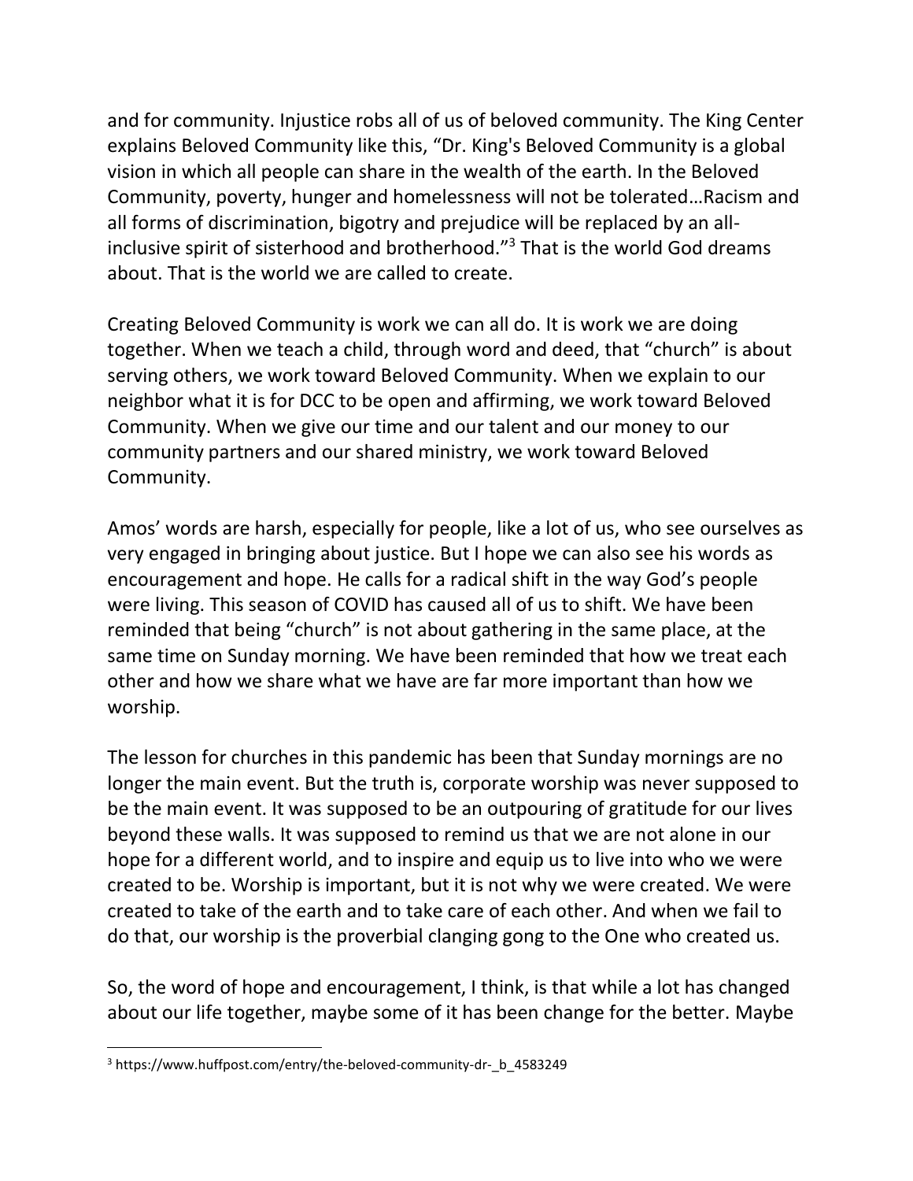and for community. Injustice robs all of us of beloved community. The King Center explains Beloved Community like this, "Dr. King's Beloved Community is a global vision in which all people can share in the wealth of the earth. In the Beloved Community, poverty, hunger and homelessness will not be tolerated…Racism and all forms of discrimination, bigotry and prejudice will be replaced by an all-inclusive spirit of sisterhood and brotherhood."[3] That is the world God dreams about. That is the world we are called to create.

Creating Beloved Community is work we can all do. It is work we are doing together. When we teach a child, through word and deed, that "church" is about serving others, we work toward Beloved Community. When we explain to our neighbor what it is for DCC to be open and affirming, we work toward Beloved Community. When we give our time and our talent and our money to our community partners and our shared ministry, we work toward Beloved Community.

Amos' words are harsh, especially for people, like a lot of us, who see ourselves as very engaged in bringing about justice. But I hope we can also see his words as encouragement and hope. He calls for a radical shift in the way God's people were living. This season of COVID has caused all of us to shift. We have been reminded that being "church" is not about gathering in the same place, at the same time on Sunday morning. We have been reminded that how we treat each other and how we share what we have are far more important than how we worship.

The lesson for churches in this pandemic has been that Sunday mornings are no longer the main event. But the truth is, corporate worship was never supposed to be the main event. It was supposed to be an outpouring of gratitude for our lives beyond these walls. It was supposed to remind us that we are not alone in our hope for a different world, and to inspire and equip us to live into who we were created to be. Worship is important, but it is not why we were created. We were created to take of the earth and to take care of each other. And when we fail to do that, our worship is the proverbial clanging gong to the One who created us.

So, the word of hope and encouragement, I think, is that while a lot has changed about our life together, maybe some of it has been change for the better. Maybe

---

[3] https://www.huffpost.com/entry/the-beloved-community-dr-_b_4583249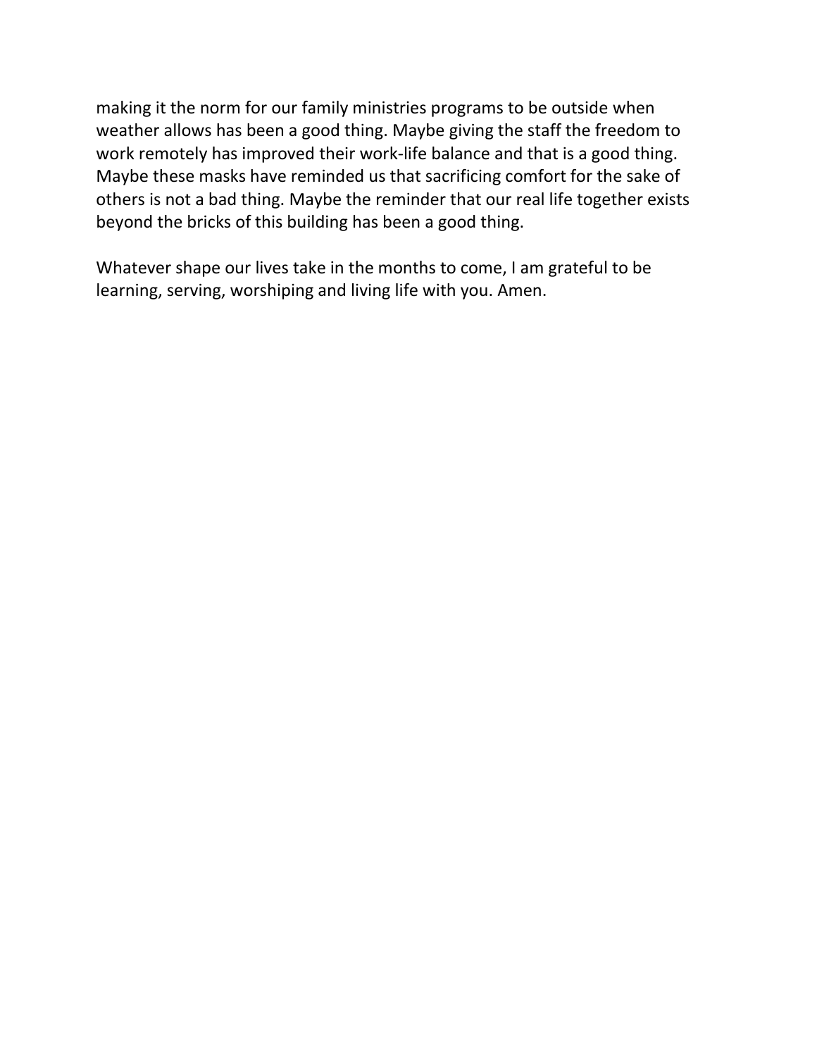making it the norm for our family ministries programs to be outside when weather allows has been a good thing. Maybe giving the staff the freedom to work remotely has improved their work-life balance and that is a good thing. Maybe these masks have reminded us that sacrificing comfort for the sake of others is not a bad thing. Maybe the reminder that our real life together exists beyond the bricks of this building has been a good thing.

Whatever shape our lives take in the months to come, I am grateful to be learning, serving, worshiping and living life with you. Amen.